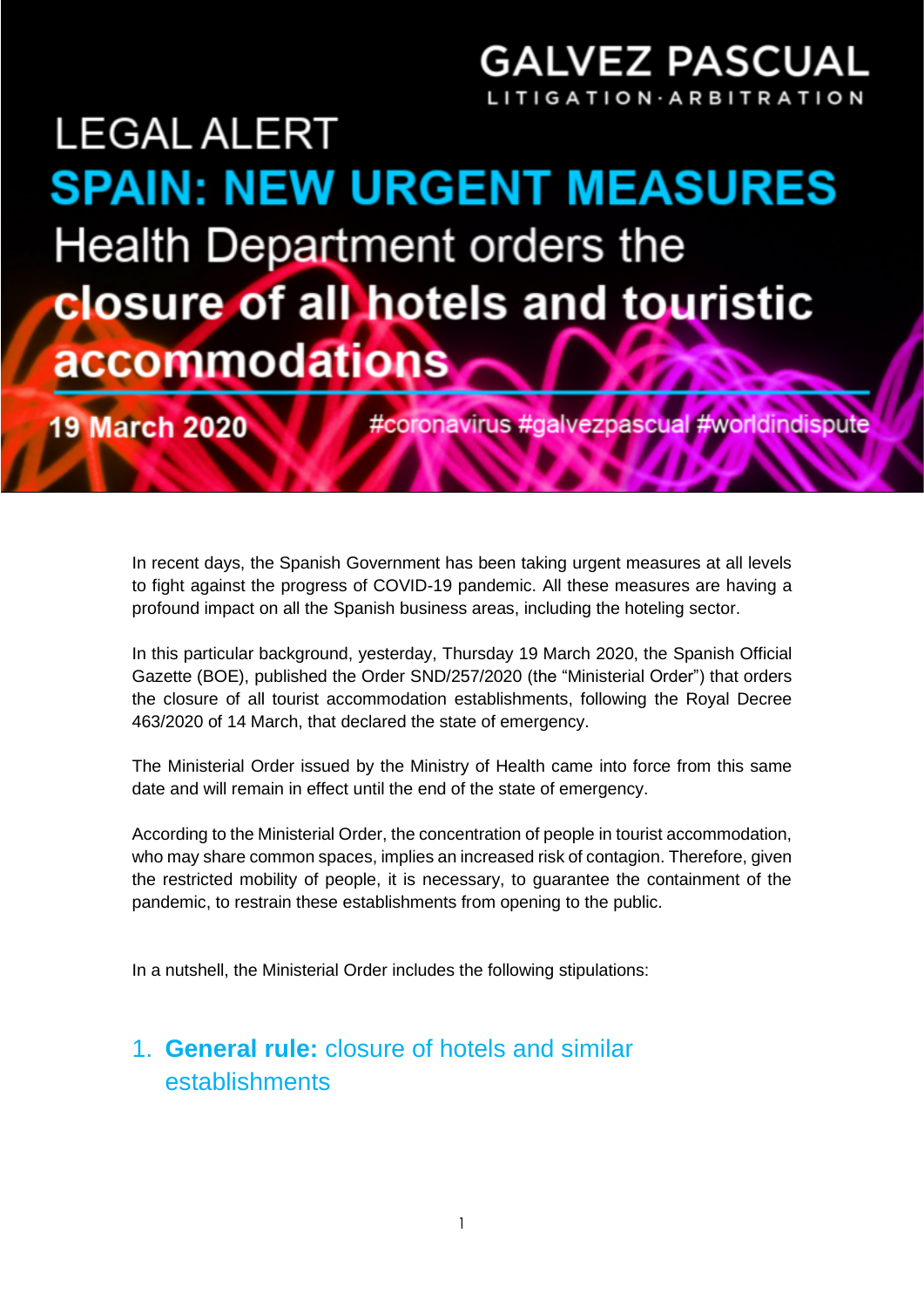GALVEZ PASCUAL

LITIGATION·ARBITRATION

# LEGAL ALERT

# SPAIN: NEW URGENT MEASURES

## Health Department orders the **closure of all hotels and touristic accommodations**

**19 March 2020** #coronavirus #galvezpascual #worldindispute

In recent days, the Spanish Government has been taking urgent measures at all levels to fight against the progress of COVID-19 pandemic. All these measures are having a profound impact on all the Spanish business areas, including the hoteling sector.

In this particular background, yesterday, Thursday 19 March 2020, the Spanish Official Gazette (BOE), published the Order SND/257/2020 (the "Ministerial Order") that orders the closure of all tourist accommodation establishments, following the Royal Decree 463/2020 of 14 March, that declared the state of emergency.

The Ministerial Order issued by the Ministry of Health came into force from this same date and will remain in effect until the end of the state of emergency.

According to the Ministerial Order, the concentration of people in tourist accommodation, who may share common spaces, implies an increased risk of contagion. Therefore, given the restricted mobility of people, it is necessary, to guarantee the containment of the pandemic, to restrain these establishments from opening to the public.

In a nutshell, the Ministerial Order includes the following stipulations:

## 1. **General rule:** closure of hotels and similar establishments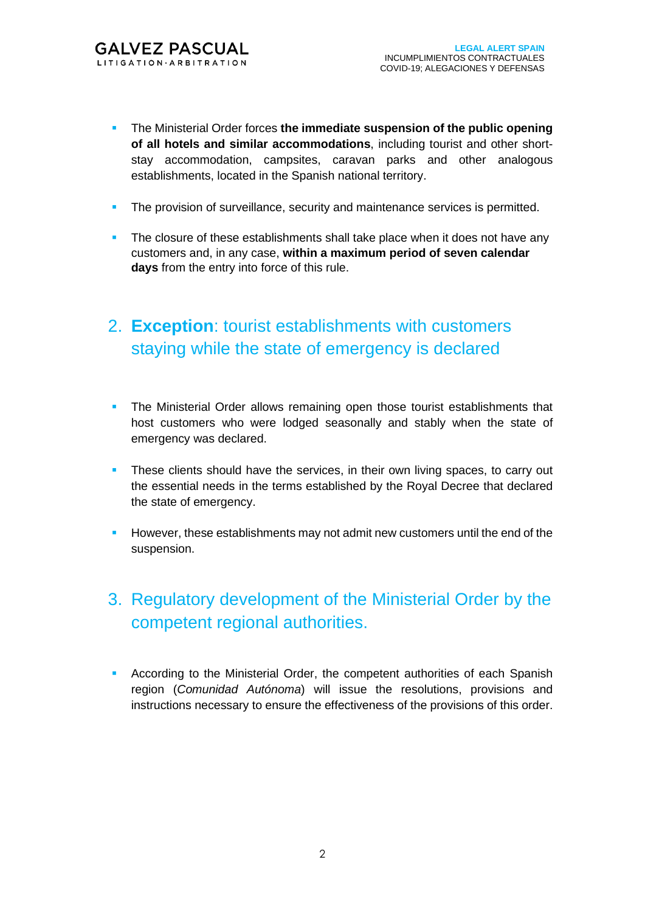- The Ministerial Order forces **the immediate suspension of the public opening of all hotels and similar accommodations**, including tourist and other short-stay accommodation, campsites, caravan parks and other analogous establishments, located in the Spanish national territory.

- The provision of surveillance, security and maintenance services is permitted.

- The closure of these establishments shall take place when it does not have any customers and, in any case, **within a maximum period of seven calendar days** from the entry into force of this rule.

## 2. **Exception**: tourist establishments with customers staying while the state of emergency is declared

- The Ministerial Order allows remaining open those tourist establishments that host customers who were lodged seasonally and stably when the state of emergency was declared.

- These clients should have the services, in their own living spaces, to carry out the essential needs in the terms established by the Royal Decree that declared the state of emergency.

- However, these establishments may not admit new customers until the end of the suspension.

## 3. Regulatory development of the Ministerial Order by the competent regional authorities.

- According to the Ministerial Order, the competent authorities of each Spanish region (*Comunidad Autónoma*) will issue the resolutions, provisions and instructions necessary to ensure the effectiveness of the provisions of this order.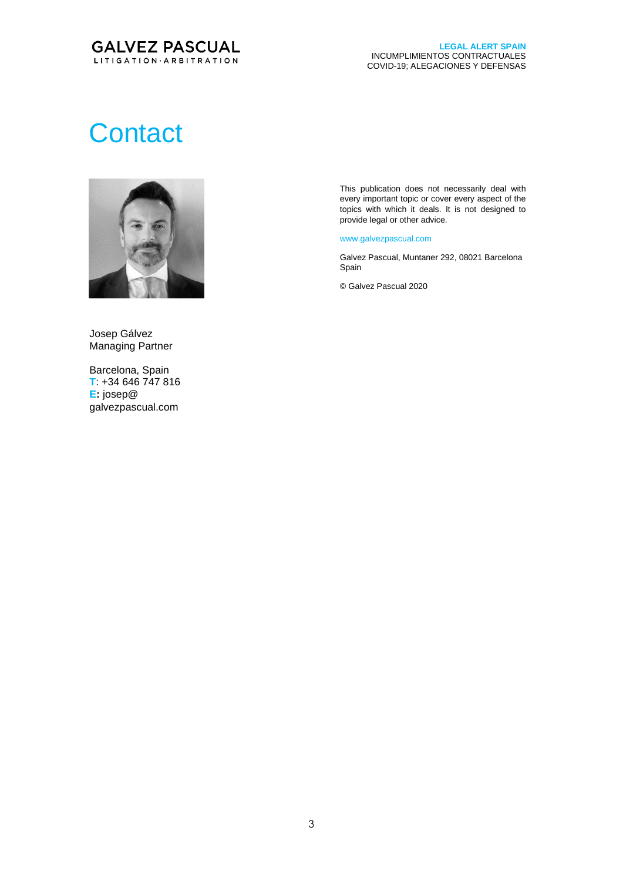# Contact

Josep Gálvez
Managing Partner

Barcelona, Spain
**T**: +34 646 747 816
**E:** josep@
galvezpascual.com

This publication does not necessarily deal with every important topic or cover every aspect of the topics with which it deals. It is not designed to provide legal or other advice.

www.galvezpascual.com

Galvez Pascual, Muntaner 292, 08021 Barcelona Spain

© Galvez Pascual 2020